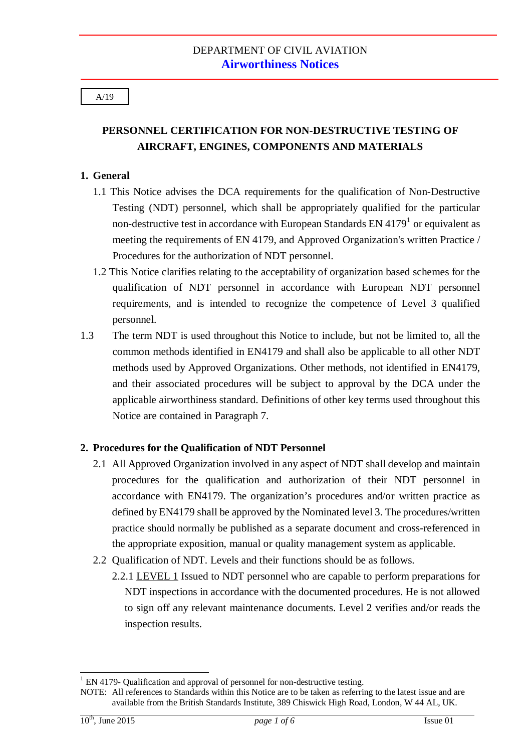DEPARTMENT OF CIVIL AVIATION

**Airworthiness Notices**

A/19

# PERSONNEL CERTIFICATION FOR NON-DESTRUCTIVE TESTING OF AIRCRAFT, ENGINES, COMPONENTS AND MATERIALS

## 1. General

1.1 This Notice advises the DCA requirements for the qualification of Non-Destructive Testing (NDT) personnel, which shall be appropriately qualified for the particular non-destructive test in accordance with European Standards EN 4179[1] or equivalent as meeting the requirements of EN 4179, and Approved Organization's written Practice / Procedures for the authorization of NDT personnel.

1.2 This Notice clarifies relating to the acceptability of organization based schemes for the qualification of NDT personnel in accordance with European NDT personnel requirements, and is intended to recognize the competence of Level 3 qualified personnel.

1.3 The term NDT is used throughout this Notice to include, but not be limited to, all the common methods identified in EN4179 and shall also be applicable to all other NDT methods used by Approved Organizations. Other methods, not identified in EN4179, and their associated procedures will be subject to approval by the DCA under the applicable airworthiness standard. Definitions of other key terms used throughout this Notice are contained in Paragraph 7.

## 2. Procedures for the Qualification of NDT Personnel

2.1 All Approved Organization involved in any aspect of NDT shall develop and maintain procedures for the qualification and authorization of their NDT personnel in accordance with EN4179. The organization's procedures and/or written practice as defined by EN4179 shall be approved by the Nominated level 3. The procedures/written practice should normally be published as a separate document and cross-referenced in the appropriate exposition, manual or quality management system as applicable.

2.2 Qualification of NDT. Levels and their functions should be as follows.

2.2.1 <u>LEVEL 1</u> Issued to NDT personnel who are capable to perform preparations for NDT inspections in accordance with the documented procedures. He is not allowed to sign off any relevant maintenance documents. Level 2 verifies and/or reads the inspection results.

---

[1] EN 4179- Qualification and approval of personnel for non-destructive testing.

NOTE: All references to Standards within this Notice are to be taken as referring to the latest issue and are available from the British Standards Institute, 389 Chiswick High Road, London, W 44 AL, UK.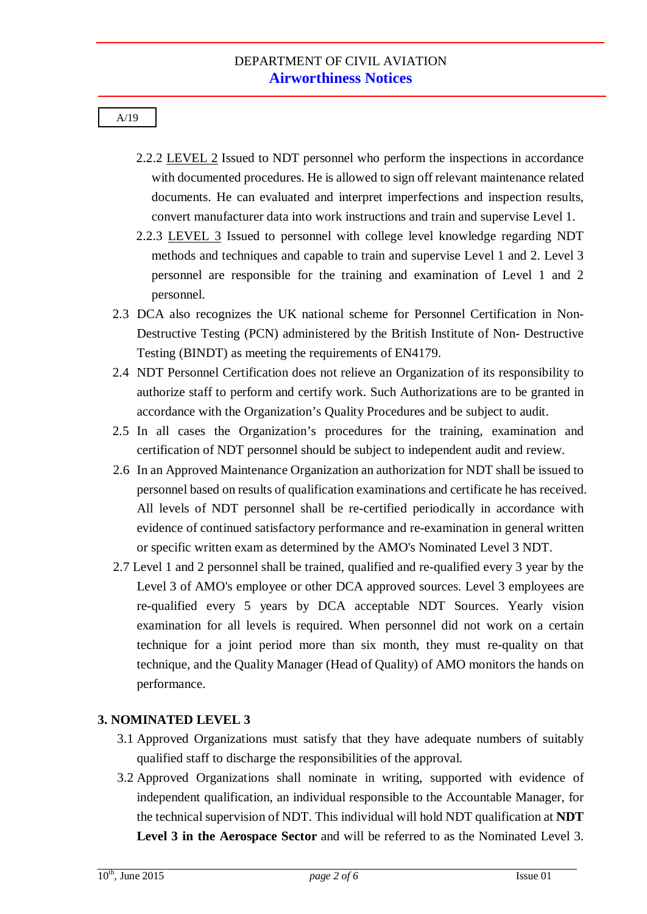A/19

2.2.2 LEVEL 2 Issued to NDT personnel who perform the inspections in accordance with documented procedures. He is allowed to sign off relevant maintenance related documents. He can evaluated and interpret imperfections and inspection results, convert manufacturer data into work instructions and train and supervise Level 1.

2.2.3 LEVEL 3 Issued to personnel with college level knowledge regarding NDT methods and techniques and capable to train and supervise Level 1 and 2. Level 3 personnel are responsible for the training and examination of Level 1 and 2 personnel.

2.3 DCA also recognizes the UK national scheme for Personnel Certification in Non-Destructive Testing (PCN) administered by the British Institute of Non- Destructive Testing (BINDT) as meeting the requirements of EN4179.

2.4 NDT Personnel Certification does not relieve an Organization of its responsibility to authorize staff to perform and certify work. Such Authorizations are to be granted in accordance with the Organization's Quality Procedures and be subject to audit.

2.5 In all cases the Organization's procedures for the training, examination and certification of NDT personnel should be subject to independent audit and review.

2.6 In an Approved Maintenance Organization an authorization for NDT shall be issued to personnel based on results of qualification examinations and certificate he has received. All levels of NDT personnel shall be re-certified periodically in accordance with evidence of continued satisfactory performance and re-examination in general written or specific written exam as determined by the AMO's Nominated Level 3 NDT.

2.7 Level 1 and 2 personnel shall be trained, qualified and re-qualified every 3 year by the Level 3 of AMO's employee or other DCA approved sources. Level 3 employees are re-qualified every 5 years by DCA acceptable NDT Sources. Yearly vision examination for all levels is required. When personnel did not work on a certain technique for a joint period more than six month, they must re-quality on that technique, and the Quality Manager (Head of Quality) of AMO monitors the hands on performance.

## 3. NOMINATED LEVEL 3

3.1 Approved Organizations must satisfy that they have adequate numbers of suitably qualified staff to discharge the responsibilities of the approval.

3.2 Approved Organizations shall nominate in writing, supported with evidence of independent qualification, an individual responsible to the Accountable Manager, for the technical supervision of NDT. This individual will hold NDT qualification at **NDT Level 3 in the Aerospace Sector** and will be referred to as the Nominated Level 3.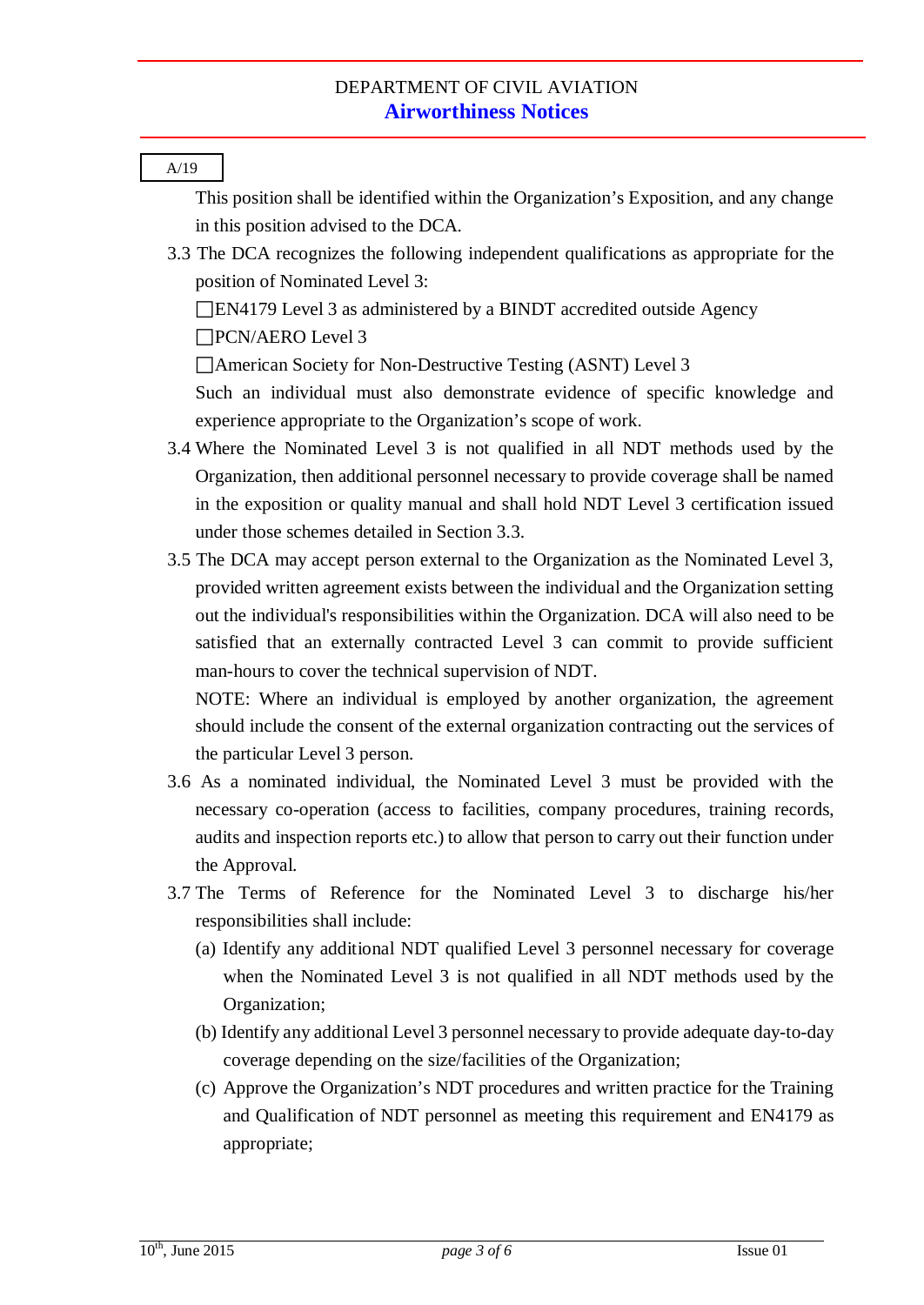A/19

This position shall be identified within the Organization's Exposition, and any change in this position advised to the DCA.

3.3 The DCA recognizes the following independent qualifications as appropriate for the position of Nominated Level 3:

- ☐EN4179 Level 3 as administered by a BINDT accredited outside Agency
- ☐PCN/AERO Level 3
- ☐American Society for Non-Destructive Testing (ASNT) Level 3

Such an individual must also demonstrate evidence of specific knowledge and experience appropriate to the Organization's scope of work.

3.4 Where the Nominated Level 3 is not qualified in all NDT methods used by the Organization, then additional personnel necessary to provide coverage shall be named in the exposition or quality manual and shall hold NDT Level 3 certification issued under those schemes detailed in Section 3.3.

3.5 The DCA may accept person external to the Organization as the Nominated Level 3, provided written agreement exists between the individual and the Organization setting out the individual's responsibilities within the Organization. DCA will also need to be satisfied that an externally contracted Level 3 can commit to provide sufficient man-hours to cover the technical supervision of NDT.

NOTE: Where an individual is employed by another organization, the agreement should include the consent of the external organization contracting out the services of the particular Level 3 person.

3.6 As a nominated individual, the Nominated Level 3 must be provided with the necessary co-operation (access to facilities, company procedures, training records, audits and inspection reports etc.) to allow that person to carry out their function under the Approval.

3.7 The Terms of Reference for the Nominated Level 3 to discharge his/her responsibilities shall include:

(a) Identify any additional NDT qualified Level 3 personnel necessary for coverage when the Nominated Level 3 is not qualified in all NDT methods used by the Organization;

(b) Identify any additional Level 3 personnel necessary to provide adequate day-to-day coverage depending on the size/facilities of the Organization;

(c) Approve the Organization's NDT procedures and written practice for the Training and Qualification of NDT personnel as meeting this requirement and EN4179 as appropriate;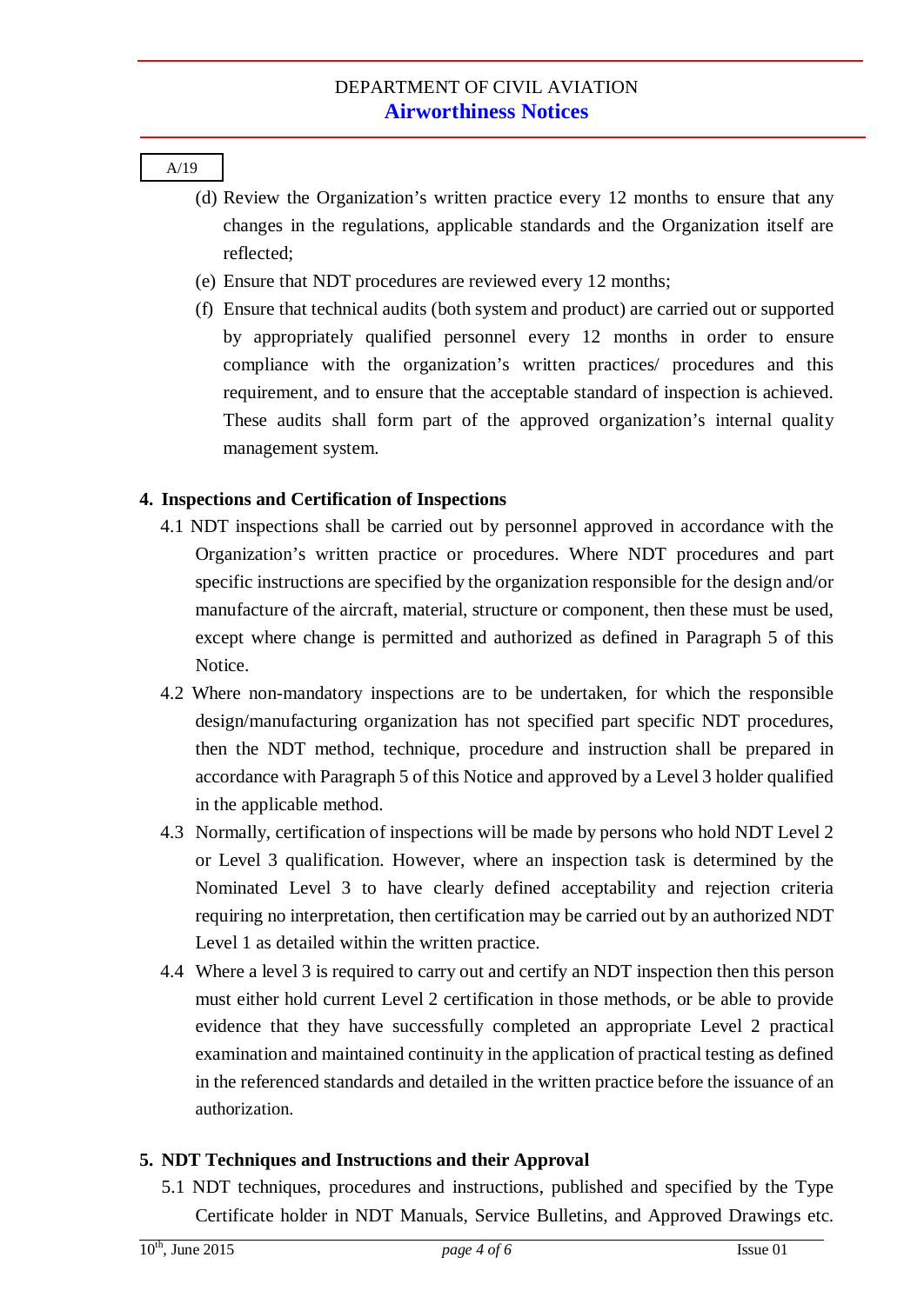(d) Review the Organization's written practice every 12 months to ensure that any changes in the regulations, applicable standards and the Organization itself are reflected;

(e) Ensure that NDT procedures are reviewed every 12 months;

(f) Ensure that technical audits (both system and product) are carried out or supported by appropriately qualified personnel every 12 months in order to ensure compliance with the organization's written practices/ procedures and this requirement, and to ensure that the acceptable standard of inspection is achieved. These audits shall form part of the approved organization's internal quality management system.

## 4. Inspections and Certification of Inspections

4.1 NDT inspections shall be carried out by personnel approved in accordance with the Organization's written practice or procedures. Where NDT procedures and part specific instructions are specified by the organization responsible for the design and/or manufacture of the aircraft, material, structure or component, then these must be used, except where change is permitted and authorized as defined in Paragraph 5 of this Notice.

4.2 Where non-mandatory inspections are to be undertaken, for which the responsible design/manufacturing organization has not specified part specific NDT procedures, then the NDT method, technique, procedure and instruction shall be prepared in accordance with Paragraph 5 of this Notice and approved by a Level 3 holder qualified in the applicable method.

4.3 Normally, certification of inspections will be made by persons who hold NDT Level 2 or Level 3 qualification. However, where an inspection task is determined by the Nominated Level 3 to have clearly defined acceptability and rejection criteria requiring no interpretation, then certification may be carried out by an authorized NDT Level 1 as detailed within the written practice.

4.4 Where a level 3 is required to carry out and certify an NDT inspection then this person must either hold current Level 2 certification in those methods, or be able to provide evidence that they have successfully completed an appropriate Level 2 practical examination and maintained continuity in the application of practical testing as defined in the referenced standards and detailed in the written practice before the issuance of an authorization.

## 5. NDT Techniques and Instructions and their Approval

5.1 NDT techniques, procedures and instructions, published and specified by the Type Certificate holder in NDT Manuals, Service Bulletins, and Approved Drawings etc.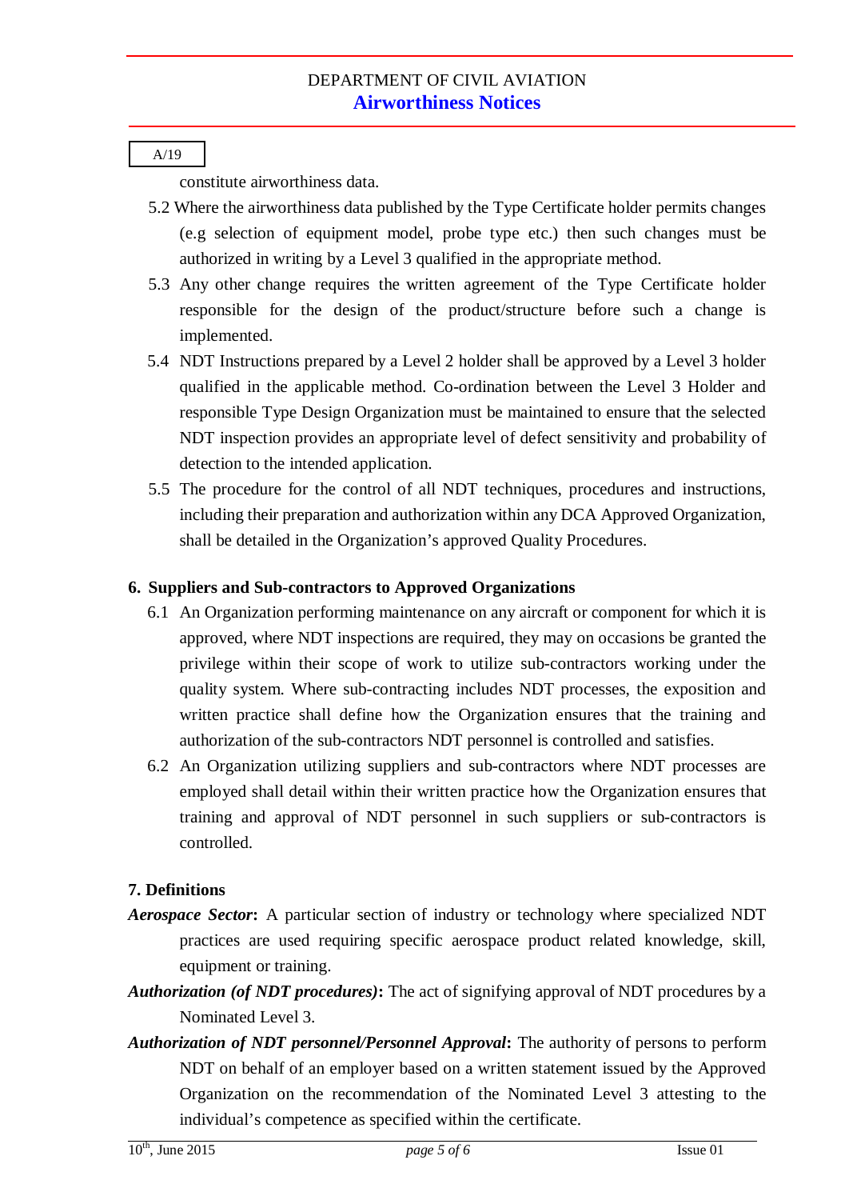constitute airworthiness data.

5.2 Where the airworthiness data published by the Type Certificate holder permits changes (e.g selection of equipment model, probe type etc.) then such changes must be authorized in writing by a Level 3 qualified in the appropriate method.

5.3 Any other change requires the written agreement of the Type Certificate holder responsible for the design of the product/structure before such a change is implemented.

5.4 NDT Instructions prepared by a Level 2 holder shall be approved by a Level 3 holder qualified in the applicable method. Co-ordination between the Level 3 Holder and responsible Type Design Organization must be maintained to ensure that the selected NDT inspection provides an appropriate level of defect sensitivity and probability of detection to the intended application.

5.5 The procedure for the control of all NDT techniques, procedures and instructions, including their preparation and authorization within any DCA Approved Organization, shall be detailed in the Organization's approved Quality Procedures.

## 6. Suppliers and Sub-contractors to Approved Organizations

6.1 An Organization performing maintenance on any aircraft or component for which it is approved, where NDT inspections are required, they may on occasions be granted the privilege within their scope of work to utilize sub-contractors working under the quality system. Where sub-contracting includes NDT processes, the exposition and written practice shall define how the Organization ensures that the training and authorization of the sub-contractors NDT personnel is controlled and satisfies.

6.2 An Organization utilizing suppliers and sub-contractors where NDT processes are employed shall detail within their written practice how the Organization ensures that training and approval of NDT personnel in such suppliers or sub-contractors is controlled.

## 7. Definitions

***Aerospace Sector*:** A particular section of industry or technology where specialized NDT practices are used requiring specific aerospace product related knowledge, skill, equipment or training.

***Authorization (of NDT procedures)*:** The act of signifying approval of NDT procedures by a Nominated Level 3.

***Authorization of NDT personnel/Personnel Approval*:** The authority of persons to perform NDT on behalf of an employer based on a written statement issued by the Approved Organization on the recommendation of the Nominated Level 3 attesting to the individual's competence as specified within the certificate.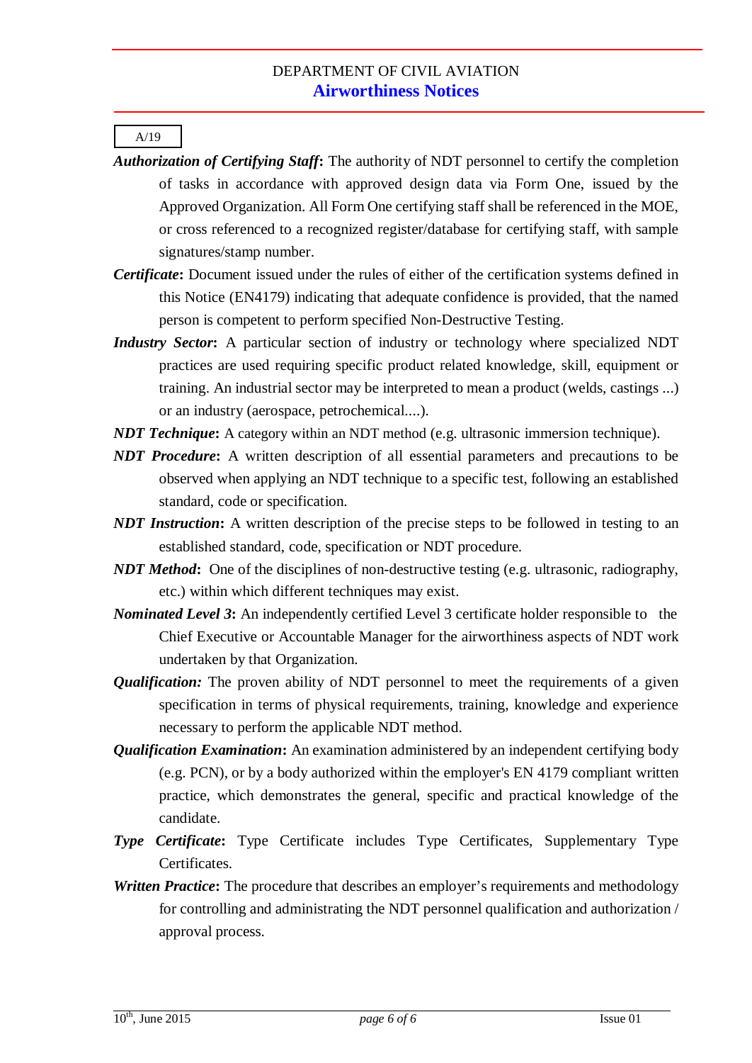A/19

***Authorization of Certifying Staff*:** The authority of NDT personnel to certify the completion of tasks in accordance with approved design data via Form One, issued by the Approved Organization. All Form One certifying staff shall be referenced in the MOE, or cross referenced to a recognized register/database for certifying staff, with sample signatures/stamp number.

***Certificate*:** Document issued under the rules of either of the certification systems defined in this Notice (EN4179) indicating that adequate confidence is provided, that the named person is competent to perform specified Non-Destructive Testing.

***Industry Sector*:** A particular section of industry or technology where specialized NDT practices are used requiring specific product related knowledge, skill, equipment or training. An industrial sector may be interpreted to mean a product (welds, castings ...) or an industry (aerospace, petrochemical....).

***NDT Technique*:** A category within an NDT method (e.g. ultrasonic immersion technique).

***NDT Procedure*:** A written description of all essential parameters and precautions to be observed when applying an NDT technique to a specific test, following an established standard, code or specification.

***NDT Instruction*:** A written description of the precise steps to be followed in testing to an established standard, code, specification or NDT procedure.

***NDT Method*:** One of the disciplines of non-destructive testing (e.g. ultrasonic, radiography, etc.) within which different techniques may exist.

***Nominated Level 3*:** An independently certified Level 3 certificate holder responsible to the Chief Executive or Accountable Manager for the airworthiness aspects of NDT work undertaken by that Organization.

***Qualification:*** The proven ability of NDT personnel to meet the requirements of a given specification in terms of physical requirements, training, knowledge and experience necessary to perform the applicable NDT method.

***Qualification Examination*:** An examination administered by an independent certifying body (e.g. PCN), or by a body authorized within the employer's EN 4179 compliant written practice, which demonstrates the general, specific and practical knowledge of the candidate.

***Type Certificate*:** Type Certificate includes Type Certificates, Supplementary Type Certificates.

***Written Practice*:** The procedure that describes an employer's requirements and methodology for controlling and administrating the NDT personnel qualification and authorization / approval process.